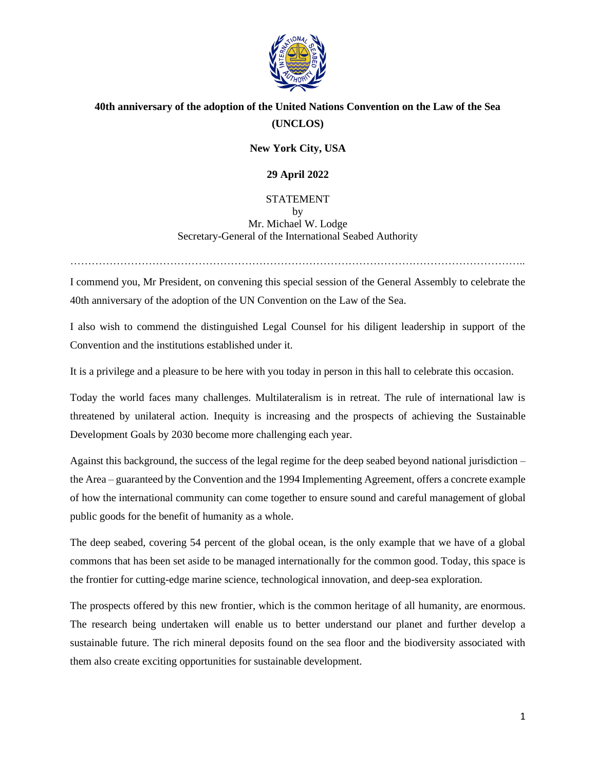**40th anniversary of the adoption of the United Nations Convention on the Law of the Sea (UNCLOS)**

**New York City, USA**

**29 April 2022**

STATEMENT
by
Mr. Michael W. Lodge
Secretary-General of the International Seabed Authority

……………………………………………………………………………………………………………..

I commend you, Mr President, on convening this special session of the General Assembly to celebrate the 40th anniversary of the adoption of the UN Convention on the Law of the Sea.

I also wish to commend the distinguished Legal Counsel for his diligent leadership in support of the Convention and the institutions established under it.

It is a privilege and a pleasure to be here with you today in person in this hall to celebrate this occasion.

Today the world faces many challenges. Multilateralism is in retreat. The rule of international law is threatened by unilateral action. Inequity is increasing and the prospects of achieving the Sustainable Development Goals by 2030 become more challenging each year.

Against this background, the success of the legal regime for the deep seabed beyond national jurisdiction – the Area – guaranteed by the Convention and the 1994 Implementing Agreement, offers a concrete example of how the international community can come together to ensure sound and careful management of global public goods for the benefit of humanity as a whole.

The deep seabed, covering 54 percent of the global ocean, is the only example that we have of a global commons that has been set aside to be managed internationally for the common good. Today, this space is the frontier for cutting-edge marine science, technological innovation, and deep-sea exploration.

The prospects offered by this new frontier, which is the common heritage of all humanity, are enormous. The research being undertaken will enable us to better understand our planet and further develop a sustainable future. The rich mineral deposits found on the sea floor and the biodiversity associated with them also create exciting opportunities for sustainable development.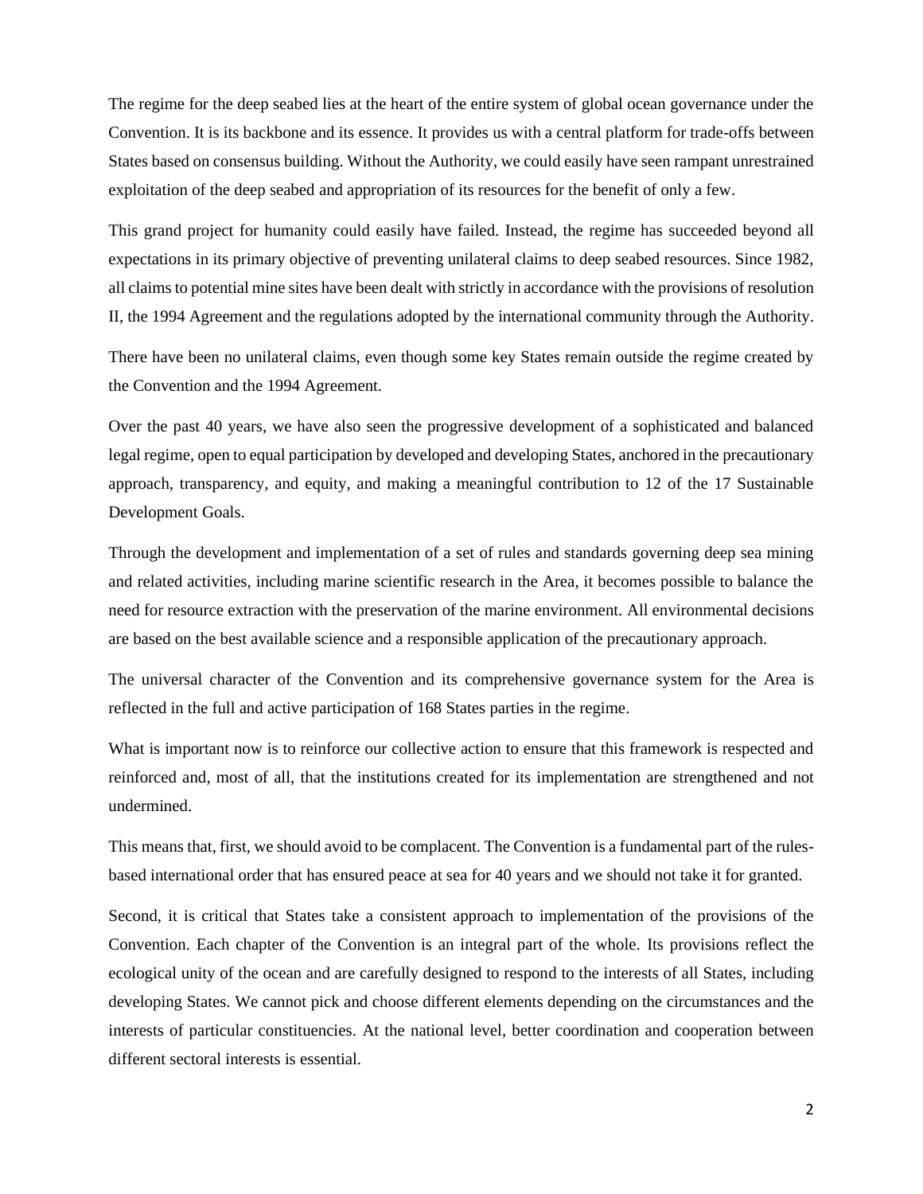The regime for the deep seabed lies at the heart of the entire system of global ocean governance under the Convention. It is its backbone and its essence. It provides us with a central platform for trade-offs between States based on consensus building. Without the Authority, we could easily have seen rampant unrestrained exploitation of the deep seabed and appropriation of its resources for the benefit of only a few.

This grand project for humanity could easily have failed. Instead, the regime has succeeded beyond all expectations in its primary objective of preventing unilateral claims to deep seabed resources. Since 1982, all claims to potential mine sites have been dealt with strictly in accordance with the provisions of resolution II, the 1994 Agreement and the regulations adopted by the international community through the Authority.

There have been no unilateral claims, even though some key States remain outside the regime created by the Convention and the 1994 Agreement.

Over the past 40 years, we have also seen the progressive development of a sophisticated and balanced legal regime, open to equal participation by developed and developing States, anchored in the precautionary approach, transparency, and equity, and making a meaningful contribution to 12 of the 17 Sustainable Development Goals.

Through the development and implementation of a set of rules and standards governing deep sea mining and related activities, including marine scientific research in the Area, it becomes possible to balance the need for resource extraction with the preservation of the marine environment. All environmental decisions are based on the best available science and a responsible application of the precautionary approach.

The universal character of the Convention and its comprehensive governance system for the Area is reflected in the full and active participation of 168 States parties in the regime.

What is important now is to reinforce our collective action to ensure that this framework is respected and reinforced and, most of all, that the institutions created for its implementation are strengthened and not undermined.

This means that, first, we should avoid to be complacent. The Convention is a fundamental part of the rules-based international order that has ensured peace at sea for 40 years and we should not take it for granted.

Second, it is critical that States take a consistent approach to implementation of the provisions of the Convention. Each chapter of the Convention is an integral part of the whole. Its provisions reflect the ecological unity of the ocean and are carefully designed to respond to the interests of all States, including developing States. We cannot pick and choose different elements depending on the circumstances and the interests of particular constituencies. At the national level, better coordination and cooperation between different sectoral interests is essential.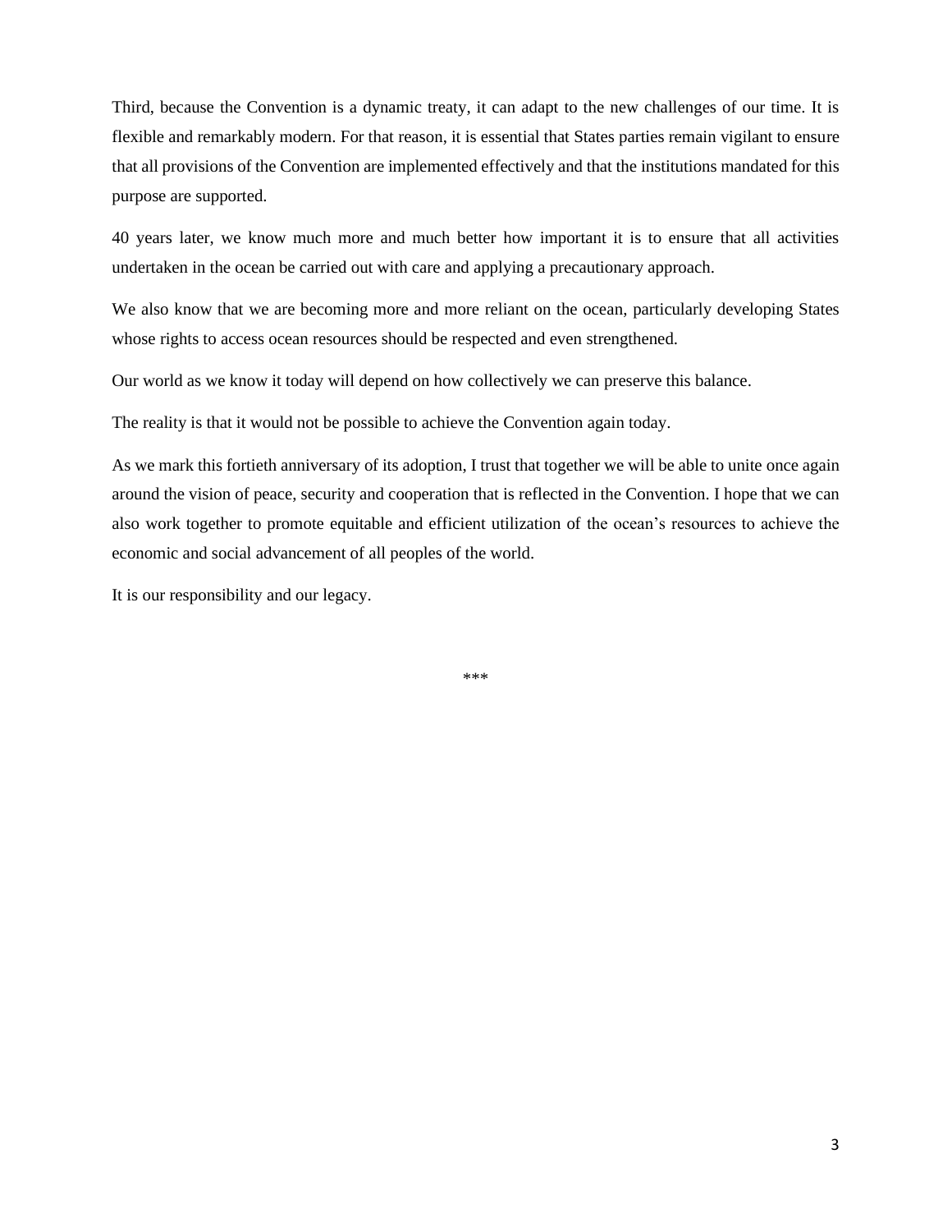Third, because the Convention is a dynamic treaty, it can adapt to the new challenges of our time. It is flexible and remarkably modern. For that reason, it is essential that States parties remain vigilant to ensure that all provisions of the Convention are implemented effectively and that the institutions mandated for this purpose are supported.

40 years later, we know much more and much better how important it is to ensure that all activities undertaken in the ocean be carried out with care and applying a precautionary approach.

We also know that we are becoming more and more reliant on the ocean, particularly developing States whose rights to access ocean resources should be respected and even strengthened.

Our world as we know it today will depend on how collectively we can preserve this balance.

The reality is that it would not be possible to achieve the Convention again today.

As we mark this fortieth anniversary of its adoption, I trust that together we will be able to unite once again around the vision of peace, security and cooperation that is reflected in the Convention. I hope that we can also work together to promote equitable and efficient utilization of the ocean's resources to achieve the economic and social advancement of all peoples of the world.

It is our responsibility and our legacy.

***